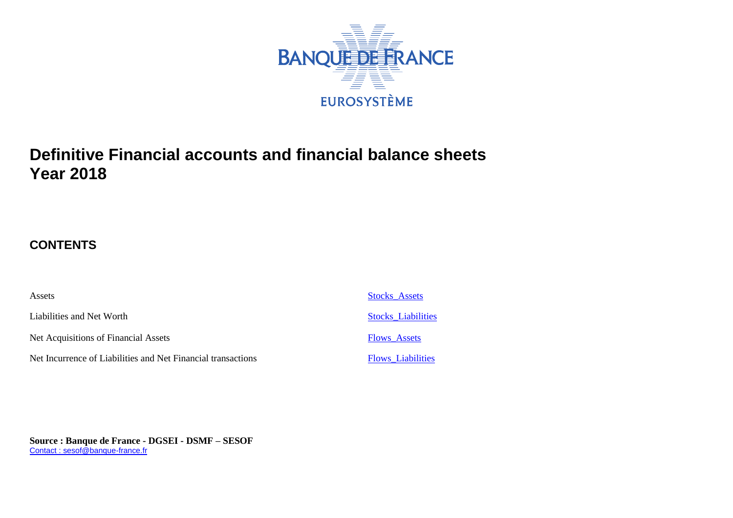BANQUE DE FRANCE

EUROSYSTÈME

# Definitive Financial accounts and financial balance sheets
# Year 2018

## CONTENTS

| | |
|---|---|
| Assets | Stocks_Assets |
| Liabilities and Net Worth | Stocks_Liabilities |
| Net Acquisitions of Financial Assets | Flows_Assets |
| Net Incurrence of Liabilities and Net Financial transactions | Flows_Liabilities |

**Source : Banque de France - DGSEI - DSMF – SESOF**
Contact : sesof@banque-france.fr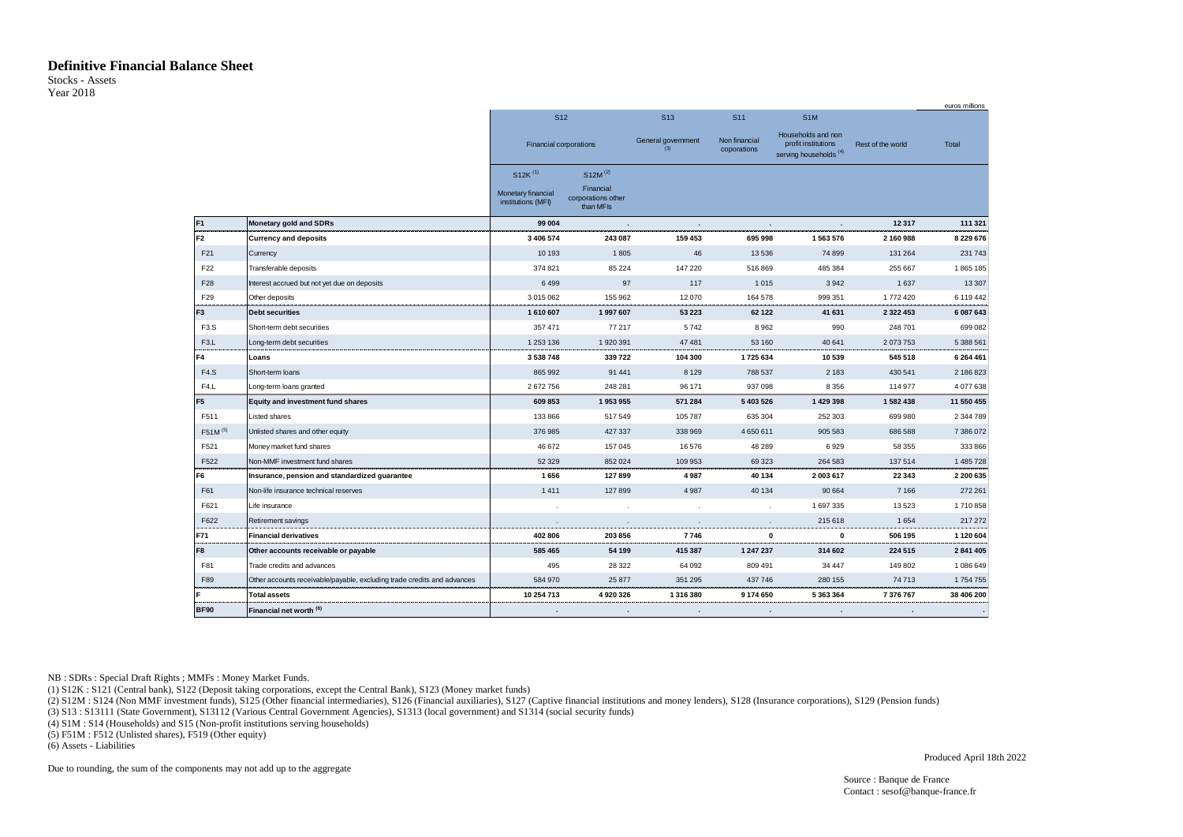# Definitive Financial Balance Sheet

Stocks - Assets
Year 2018

euros millions

| | | S12 | | S13 | S11 | S1M | | |
|---|---|---|---|---|---|---|---|---|
| | | Financial corporations | | General government [3] | Non financial coporations | Households and non profit institutions serving households [4] | Rest of the world | Total |
| | | S12K [1] Monetary financial institutions (MFI) | S12M [2] Financial corporations other than MFIs | | | | | |
| **F1** | **Monetary gold and SDRs** | **99 004** | **.** | **.** | **.** | **.** | **12 317** | **111 321** |
| **F2** | **Currency and deposits** | **3 406 574** | **243 087** | **159 453** | **695 998** | **1 563 576** | **2 160 988** | **8 229 676** |
| F21 | Currency | 10 193 | 1 805 | 46 | 13 536 | 74 899 | 131 264 | 231 743 |
| F22 | Transferable deposits | 374 821 | 85 224 | 147 220 | 516 869 | 485 384 | 255 667 | 1 865 185 |
| F28 | Interest accrued but not yet due on deposits | 6 499 | 97 | 117 | 1 015 | 3 942 | 1 637 | 13 307 |
| F29 | Other deposits | 3 015 062 | 155 962 | 12 070 | 164 578 | 999 351 | 1 772 420 | 6 119 442 |
| **F3** | **Debt securities** | **1 610 607** | **1 997 607** | **53 223** | **62 122** | **41 631** | **2 322 453** | **6 087 643** |
| F3.S | Short-term debt securities | 357 471 | 77 217 | 5 742 | 8 962 | 990 | 248 701 | 699 082 |
| F3.L | Long-term debt securities | 1 253 136 | 1 920 391 | 47 481 | 53 160 | 40 641 | 2 073 753 | 5 388 561 |
| **F4** | **Loans** | **3 538 748** | **339 722** | **104 300** | **1 725 634** | **10 539** | **545 518** | **6 264 461** |
| F4.S | Short-term loans | 865 992 | 91 441 | 8 129 | 788 537 | 2 183 | 430 541 | 2 186 823 |
| F4.L | Long-term loans granted | 2 672 756 | 248 281 | 96 171 | 937 098 | 8 356 | 114 977 | 4 077 638 |
| **F5** | **Equity and investment fund shares** | **609 853** | **1 953 955** | **571 284** | **5 403 526** | **1 429 398** | **1 582 438** | **11 550 455** |
| F511 | Listed shares | 133 866 | 517 549 | 105 787 | 635 304 | 252 303 | 699 980 | 2 344 789 |
| F51M [5] | Unlisted shares and other equity | 376 985 | 427 337 | 338 969 | 4 650 611 | 905 583 | 686 588 | 7 386 072 |
| F521 | Money market fund shares | 46 672 | 157 045 | 16 576 | 48 289 | 6 929 | 58 355 | 333 866 |
| F522 | Non-MMF investment fund shares | 52 329 | 852 024 | 109 953 | 69 323 | 264 583 | 137 514 | 1 485 728 |
| **F6** | **Insurance, pension and standardized guarantee** | **1 656** | **127 899** | **4 987** | **40 134** | **2 003 617** | **22 343** | **2 200 635** |
| F61 | Non-life insurance technical reserves | 1 411 | 127 899 | 4 987 | 40 134 | 90 664 | 7 166 | 272 261 |
| F621 | Life insurance | . | . | . | . | 1 697 335 | 13 523 | 1 710 858 |
| F622 | Retirement savings | . | . | . | . | 215 618 | 1 654 | 217 272 |
| **F71** | **Financial derivatives** | **402 806** | **203 856** | **7 746** | **0** | **0** | **506 195** | **1 120 604** |
| **F8** | **Other accounts receivable or payable** | **585 465** | **54 199** | **415 387** | **1 247 237** | **314 602** | **224 515** | **2 841 405** |
| F81 | Trade credits and advances | 495 | 28 322 | 64 092 | 809 491 | 34 447 | 149 802 | 1 086 649 |
| F89 | Other accounts receivable/payable, excluding trade credits and advances | 584 970 | 25 877 | 351 295 | 437 746 | 280 155 | 74 713 | 1 754 755 |
| **F** | **Total assets** | **10 254 713** | **4 920 326** | **1 316 380** | **9 174 650** | **5 363 364** | **7 376 767** | **38 406 200** |
| **BF90** | **Financial net worth [6]** | **.** | **.** | **.** | **.** | **.** | **.** | **.** |

NB : SDRs : Special Draft Rights ; MMFs : Money Market Funds.
(1) S12K : S121 (Central bank), S122 (Deposit taking corporations, except the Central Bank), S123 (Money market funds)
(2) S12M : S124 (Non MMF investment funds), S125 (Other financial intermediaries), S126 (Financial auxiliaries), S127 (Captive financial institutions and money lenders), S128 (Insurance corporations), S129 (Pension funds)
(3) S13 : S13111 (State Government), S13112 (Various Central Government Agencies), S1313 (local government) and S1314 (social security funds)
(4) S1M : S14 (Households) and S15 (Non-profit institutions serving households)
(5) F51M : F512 (Unlisted shares), F519 (Other equity)
(6) Assets - Liabilities

Due to rounding, the sum of the components may not add up to the aggregate

Produced April 18th 2022

Source : Banque de France
Contact : sesof@banque-france.fr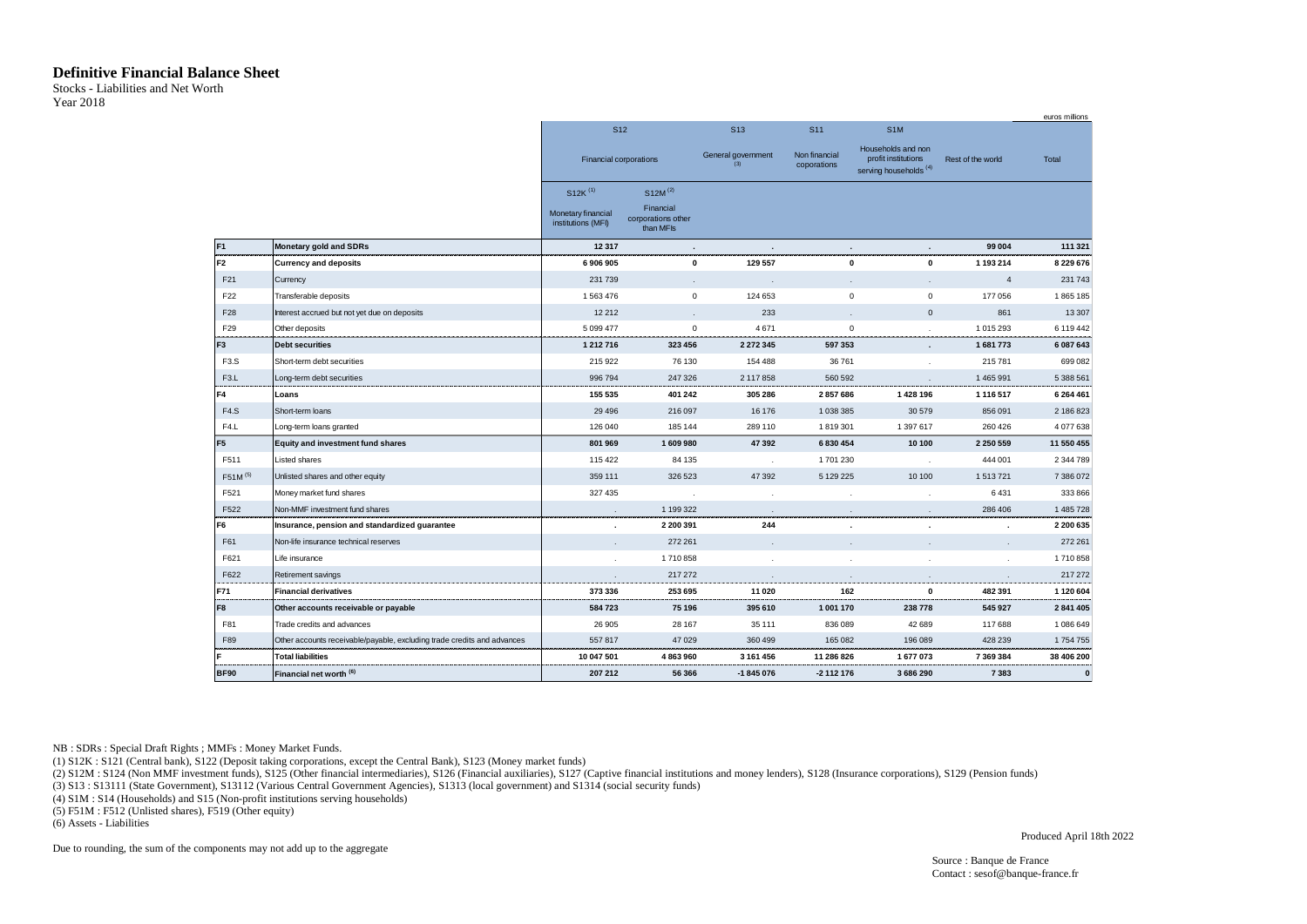# Definitive Financial Balance Sheet

Stocks - Liabilities and Net Worth
Year 2018

euros millions

| | | S12 | | S13 | S11 | S1M | | |
|---|---|---|---|---|---|---|---|---|
| | | Financial corporations | | General government [3] | Non financial coporations | Households and non profit institutions serving households [4] | Rest of the world | Total |
| | | S12K [1] Monetary financial institutions (MFI) | S12M [2] Financial corporations other than MFIs | | | | | |
| F1 | **Monetary gold and SDRs** | **12 317** | **.** | **.** | **.** | **.** | **99 004** | **111 321** |
| F2 | **Currency and deposits** | **6 906 905** | **0** | **129 557** | **0** | **0** | **1 193 214** | **8 229 676** |
| F21 | Currency | 231 739 | . | . | . | . | 4 | 231 743 |
| F22 | Transferable deposits | 1 563 476 | 0 | 124 653 | 0 | 0 | 177 056 | 1 865 185 |
| F28 | Interest accrued but not yet due on deposits | 12 212 | . | 233 | . | 0 | 861 | 13 307 |
| F29 | Other deposits | 5 099 477 | 0 | 4 671 | 0 | . | 1 015 293 | 6 119 442 |
| F3 | **Debt securities** | **1 212 716** | **323 456** | **2 272 345** | **597 353** | **.** | **1 681 773** | **6 087 643** |
| F3.S | Short-term debt securities | 215 922 | 76 130 | 154 488 | 36 761 | . | 215 781 | 699 082 |
| F3.L | Long-term debt securities | 996 794 | 247 326 | 2 117 858 | 560 592 | . | 1 465 991 | 5 388 561 |
| F4 | **Loans** | **155 535** | **401 242** | **305 286** | **2 857 686** | **1 428 196** | **1 116 517** | **6 264 461** |
| F4.S | Short-term loans | 29 496 | 216 097 | 16 176 | 1 038 385 | 30 579 | 856 091 | 2 186 823 |
| F4.L | Long-term loans granted | 126 040 | 185 144 | 289 110 | 1 819 301 | 1 397 617 | 260 426 | 4 077 638 |
| F5 | **Equity and investment fund shares** | **801 969** | **1 609 980** | **47 392** | **6 830 454** | **10 100** | **2 250 559** | **11 550 455** |
| F511 | Listed shares | 115 422 | 84 135 | . | 1 701 230 | . | 444 001 | 2 344 789 |
| F51M [5] | Unlisted shares and other equity | 359 111 | 326 523 | 47 392 | 5 129 225 | 10 100 | 1 513 721 | 7 386 072 |
| F521 | Money market fund shares | 327 435 | . | . | . | . | 6 431 | 333 866 |
| F522 | Non-MMF investment fund shares | . | 1 199 322 | . | . | . | 286 406 | 1 485 728 |
| F6 | **Insurance, pension and standardized guarantee** | **.** | **2 200 391** | **244** | **.** | **.** | **.** | **2 200 635** |
| F61 | Non-life insurance technical reserves | . | 272 261 | . | . | . | . | 272 261 |
| F621 | Life insurance | . | 1 710 858 | . | . | . | . | 1 710 858 |
| F622 | Retirement savings | . | 217 272 | . | . | . | . | 217 272 |
| F71 | **Financial derivatives** | **373 336** | **253 695** | **11 020** | **162** | **0** | **482 391** | **1 120 604** |
| F8 | **Other accounts receivable or payable** | **584 723** | **75 196** | **395 610** | **1 001 170** | **238 778** | **545 927** | **2 841 405** |
| F81 | Trade credits and advances | 26 905 | 28 167 | 35 111 | 836 089 | 42 689 | 117 688 | 1 086 649 |
| F89 | Other accounts receivable/payable, excluding trade credits and advances | 557 817 | 47 029 | 360 499 | 165 082 | 196 089 | 428 239 | 1 754 755 |
| F | **Total liabilities** | **10 047 501** | **4 863 960** | **3 161 456** | **11 286 826** | **1 677 073** | **7 369 384** | **38 406 200** |
| BF90 | **Financial net worth [6]** | **207 212** | **56 366** | **-1 845 076** | **-2 112 176** | **3 686 290** | **7 383** | **0** |

NB : SDRs : Special Draft Rights ; MMFs : Money Market Funds.
(1) S12K : S121 (Central bank), S122 (Deposit taking corporations, except the Central Bank), S123 (Money market funds)
(2) S12M : S124 (Non MMF investment funds), S125 (Other financial intermediaries), S126 (Financial auxiliaries), S127 (Captive financial institutions and money lenders), S128 (Insurance corporations), S129 (Pension funds)
(3) S13 : S13111 (State Government), S13112 (Various Central Government Agencies), S1313 (local government) and S1314 (social security funds)
(4) S1M : S14 (Households) and S15 (Non-profit institutions serving households)
(5) F51M : F512 (Unlisted shares), F519 (Other equity)
(6) Assets - Liabilities

Due to rounding, the sum of the components may not add up to the aggregate

Produced April 18th 2022

Source : Banque de France
Contact : sesof@banque-france.fr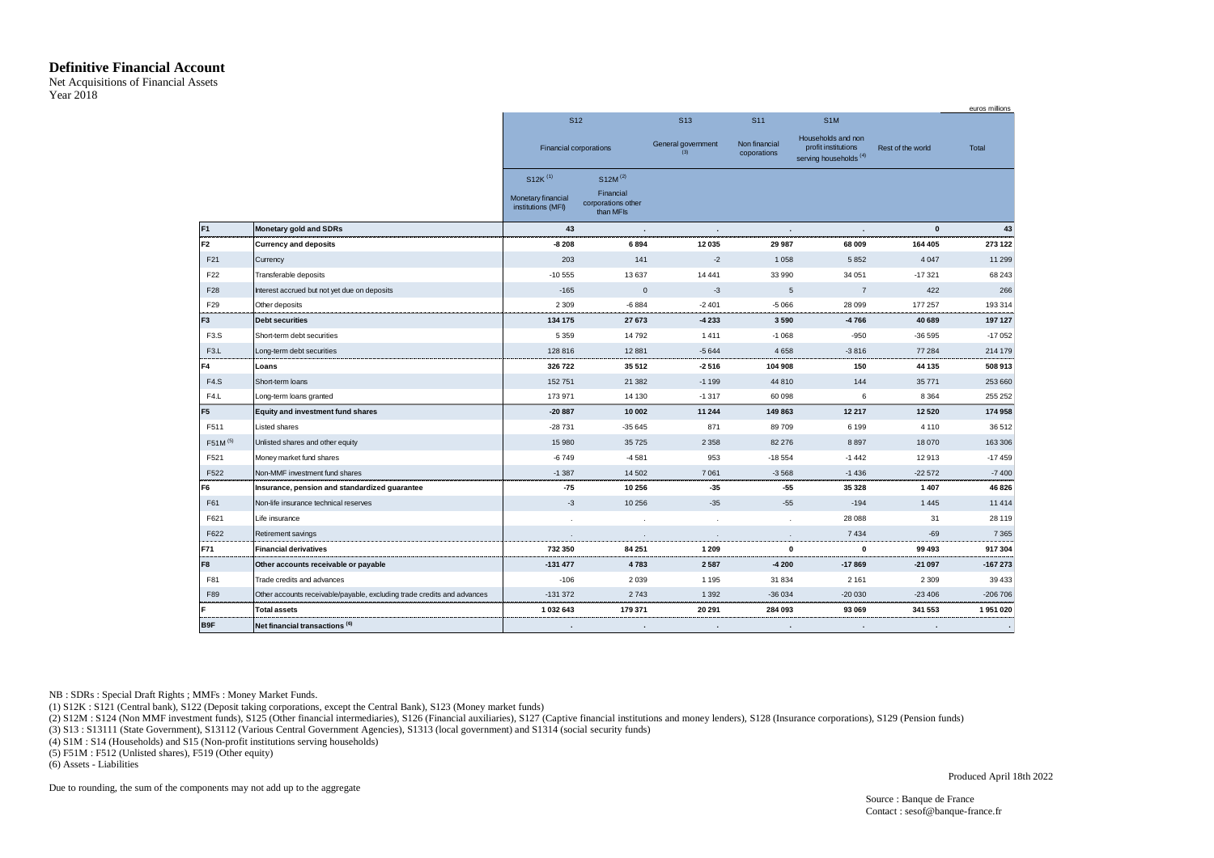# Definitive Financial Account

Net Acquisitions of Financial Assets
Year 2018

euros millions

| | | S12 | | S13 | S11 | S1M | | |
|---|---|---|---|---|---|---|---|---|
| | | Financial corporations | | General government [3] | Non financial coporations | Households and non profit institutions serving households [4] | Rest of the world | Total |
| | | S12K [1] Monetary financial institutions (MFI) | S12M [2] Financial corporations other than MFIs | | | | | |
| F1 | **Monetary gold and SDRs** | **43** | . | . | . | . | **0** | **43** |
| F2 | **Currency and deposits** | **-8 208** | **6 894** | **12 035** | **29 987** | **68 009** | **164 405** | **273 122** |
| F21 | Currency | 203 | 141 | -2 | 1 058 | 5 852 | 4 047 | 11 299 |
| F22 | Transferable deposits | -10 555 | 13 637 | 14 441 | 33 990 | 34 051 | -17 321 | 68 243 |
| F28 | Interest accrued but not yet due on deposits | -165 | 0 | -3 | 5 | 7 | 422 | 266 |
| F29 | Other deposits | 2 309 | -6 884 | -2 401 | -5 066 | 28 099 | 177 257 | 193 314 |
| F3 | **Debt securities** | **134 175** | **27 673** | **-4 233** | **3 590** | **-4 766** | **40 689** | **197 127** |
| F3.S | Short-term debt securities | 5 359 | 14 792 | 1 411 | -1 068 | -950 | -36 595 | -17 052 |
| F3.L | Long-term debt securities | 128 816 | 12 881 | -5 644 | 4 658 | -3 816 | 77 284 | 214 179 |
| F4 | **Loans** | **326 722** | **35 512** | **-2 516** | **104 908** | **150** | **44 135** | **508 913** |
| F4.S | Short-term loans | 152 751 | 21 382 | -1 199 | 44 810 | 144 | 35 771 | 253 660 |
| F4.L | Long-term loans granted | 173 971 | 14 130 | -1 317 | 60 098 | 6 | 8 364 | 255 252 |
| F5 | **Equity and investment fund shares** | **-20 887** | **10 002** | **11 244** | **149 863** | **12 217** | **12 520** | **174 958** |
| F511 | Listed shares | -28 731 | -35 645 | 871 | 89 709 | 6 199 | 4 110 | 36 512 |
| F51M [5] | Unlisted shares and other equity | 15 980 | 35 725 | 2 358 | 82 276 | 8 897 | 18 070 | 163 306 |
| F521 | Money market fund shares | -6 749 | -4 581 | 953 | -18 554 | -1 442 | 12 913 | -17 459 |
| F522 | Non-MMF investment fund shares | -1 387 | 14 502 | 7 061 | -3 568 | -1 436 | -22 572 | -7 400 |
| F6 | **Insurance, pension and standardized guarantee** | **-75** | **10 256** | **-35** | **-55** | **35 328** | **1 407** | **46 826** |
| F61 | Non-life insurance technical reserves | -3 | 10 256 | -35 | -55 | -194 | 1 445 | 11 414 |
| F621 | Life insurance | . | . | . | . | 28 088 | 31 | 28 119 |
| F622 | Retirement savings | . | . | . | . | 7 434 | -69 | 7 365 |
| F71 | **Financial derivatives** | **732 350** | **84 251** | **1 209** | **0** | **0** | **99 493** | **917 304** |
| F8 | **Other accounts receivable or payable** | **-131 477** | **4 783** | **2 587** | **-4 200** | **-17 869** | **-21 097** | **-167 273** |
| F81 | Trade credits and advances | -106 | 2 039 | 1 195 | 31 834 | 2 161 | 2 309 | 39 433 |
| F89 | Other accounts receivable/payable, excluding trade credits and advances | -131 372 | 2 743 | 1 392 | -36 034 | -20 030 | -23 406 | -206 706 |
| F | **Total assets** | **1 032 643** | **179 371** | **20 291** | **284 093** | **93 069** | **341 553** | **1 951 020** |
| B9F | **Net financial transactions [6]** | . | . | . | . | . | . | . |

NB : SDRs : Special Draft Rights ; MMFs : Money Market Funds.
(1) S12K : S121 (Central bank), S122 (Deposit taking corporations, except the Central Bank), S123 (Money market funds)
(2) S12M : S124 (Non MMF investment funds), S125 (Other financial intermediaries), S126 (Financial auxiliaries), S127 (Captive financial institutions and money lenders), S128 (Insurance corporations), S129 (Pension funds)
(3) S13 : S13111 (State Government), S13112 (Various Central Government Agencies), S1313 (local government) and S1314 (social security funds)
(4) S1M : S14 (Households) and S15 (Non-profit institutions serving households)
(5) F51M : F512 (Unlisted shares), F519 (Other equity)
(6) Assets - Liabilities

Due to rounding, the sum of the components may not add up to the aggregate

Produced April 18th 2022

Source : Banque de France
Contact : sesof@banque-france.fr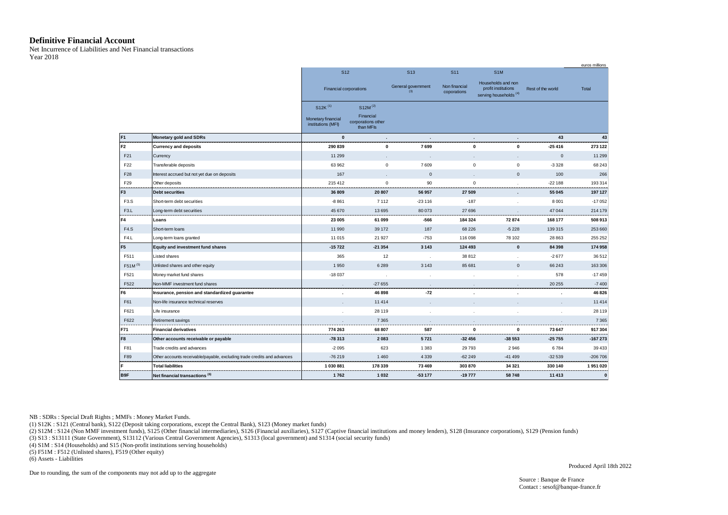# Definitive Financial Account

Net Incurrence of Liabilities and Net Financial transactions
Year 2018

euros millions

| | | S12 | | S13 | S11 | S1M | | |
|---|---|---|---|---|---|---|---|---|
| | | Financial corporations | | General government (3) | Non financial coporations | Households and non profit institutions serving households (4) | Rest of the world | Total |
| | | S12K (1) Monetary financial institutions (MFI) | S12M (2) Financial corporations other than MFIs | | | | | |
| **F1** | **Monetary gold and SDRs** | **0** | **.** | **.** | **.** | **.** | **43** | **43** |
| **F2** | **Currency and deposits** | **290 839** | **0** | **7 699** | **0** | **0** | **-25 416** | **273 122** |
| F21 | Currency | 11 299 | . | . | . | . | 0 | 11 299 |
| F22 | Transferable deposits | 63 962 | 0 | 7 609 | 0 | 0 | -3 328 | 68 243 |
| F28 | Interest accrued but not yet due on deposits | 167 | . | 0 | . | 0 | 100 | 266 |
| F29 | Other deposits | 215 412 | 0 | 90 | 0 | . | -22 188 | 193 314 |
| **F3** | **Debt securities** | **36 809** | **20 807** | **56 957** | **27 509** | **.** | **55 045** | **197 127** |
| F3.S | Short-term debt securities | -8 861 | 7 112 | -23 116 | -187 | . | 8 001 | -17 052 |
| F3.L | Long-term debt securities | 45 670 | 13 695 | 80 073 | 27 696 | . | 47 044 | 214 179 |
| **F4** | **Loans** | **23 005** | **61 099** | **-566** | **184 324** | **72 874** | **168 177** | **508 913** |
| F4.S | Short-term loans | 11 990 | 39 172 | 187 | 68 226 | -5 228 | 139 315 | 253 660 |
| F4.L | Long-term loans granted | 11 015 | 21 927 | -753 | 116 098 | 78 102 | 28 863 | 255 252 |
| **F5** | **Equity and investment fund shares** | **-15 722** | **-21 354** | **3 143** | **124 493** | **0** | **84 398** | **174 958** |
| F511 | Listed shares | 365 | 12 | . | 38 812 | . | -2 677 | 36 512 |
| F51M (5) | Unlisted shares and other equity | 1 950 | 6 289 | 3 143 | 85 681 | 0 | 66 243 | 163 306 |
| F521 | Money market fund shares | -18 037 | . | . | . | . | 578 | -17 459 |
| F522 | Non-MMF investment fund shares | . | -27 655 | . | . | . | 20 255 | -7 400 |
| **F6** | **Insurance, pension and standardized guarantee** | **.** | **46 898** | **-72** | **.** | **.** | **.** | **46 826** |
| F61 | Non-life insurance technical reserves | . | 11 414 | . | . | . | . | 11 414 |
| F621 | Life insurance | . | 28 119 | . | . | . | . | 28 119 |
| F622 | Retirement savings | . | 7 365 | . | . | . | . | 7 365 |
| **F71** | **Financial derivatives** | **774 263** | **68 807** | **587** | **0** | **0** | **73 647** | **917 304** |
| **F8** | **Other accounts receivable or payable** | **-78 313** | **2 083** | **5 721** | **-32 456** | **-38 553** | **-25 755** | **-167 273** |
| F81 | Trade credits and advances | -2 095 | 623 | 1 383 | 29 793 | 2 946 | 6 784 | 39 433 |
| F89 | Other accounts receivable/payable, excluding trade credits and advances | -76 219 | 1 460 | 4 339 | -62 249 | -41 499 | -32 539 | -206 706 |
| **F** | **Total liabilities** | **1 030 881** | **178 339** | **73 469** | **303 870** | **34 321** | **330 140** | **1 951 020** |
| **B9F** | **Net financial transactions (6)** | **1 762** | **1 032** | **-53 177** | **-19 777** | **58 748** | **11 413** | **0** |

NB : SDRs : Special Draft Rights ; MMFs : Money Market Funds.

(1) S12K : S121 (Central bank), S122 (Deposit taking corporations, except the Central Bank), S123 (Money market funds)

(2) S12M : S124 (Non MMF investment funds), S125 (Other financial intermediaries), S126 (Financial auxiliaries), S127 (Captive financial institutions and money lenders), S128 (Insurance corporations), S129 (Pension funds)

(3) S13 : S13111 (State Government), S13112 (Various Central Government Agencies), S1313 (local government) and S1314 (social security funds)

(4) S1M : S14 (Households) and S15 (Non-profit institutions serving households)

(5) F51M : F512 (Unlisted shares), F519 (Other equity)

(6) Assets - Liabilities

Due to rounding, the sum of the components may not add up to the aggregate

Produced April 18th 2022

Source : Banque de France
Contact : sesof@banque-france.fr